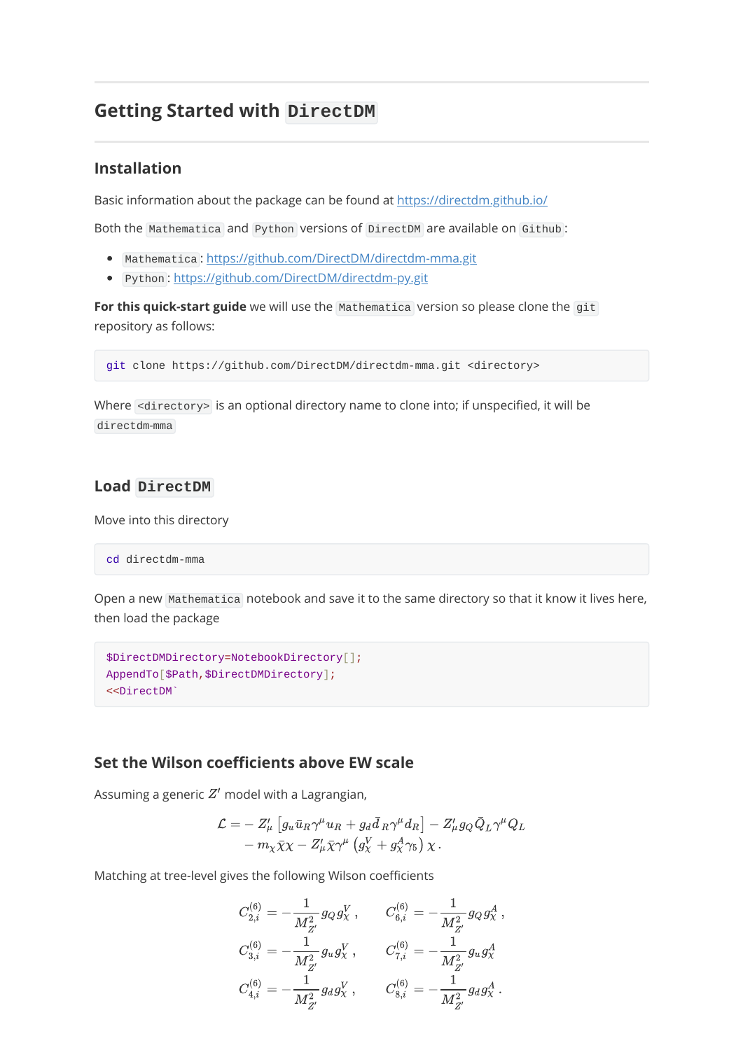# Getting Started with `DirectDM`

## Installation

Basic information about the package can be found at https://directdm.github.io/

Both the `Mathematica` and `Python` versions of `DirectDM` are available on `Github`:

- `Mathematica`: https://github.com/DirectDM/directdm-mma.git
- `Python`: https://github.com/DirectDM/directdm-py.git

**For this quick-start guide** we will use the `Mathematica` version so please clone the `git` repository as follows:

```
git clone https://github.com/DirectDM/directdm-mma.git <directory>
```

Where `<directory>` is an optional directory name to clone into; if unspecified, it will be `directdm-mma`

## Load `DirectDM`

Move into this directory

```
cd directdm-mma
```

Open a new `Mathematica` notebook and save it to the same directory so that it know it lives here, then load the package

```
$DirectDMDirectory=NotebookDirectory[];
AppendTo[$Path,$DirectDMDirectory];
<<DirectDM`
```

## Set the Wilson coefficients above EW scale

Assuming a generic $Z'$ model with a Lagrangian,

$$\begin{aligned}\mathcal{L} = &- Z'_\mu \left[ g_u \bar{u}_R \gamma^\mu u_R + g_d \bar{d}_R \gamma^\mu d_R \right] - Z'_\mu g_Q \bar{Q}_L \gamma^\mu Q_L \\ &- m_\chi \bar{\chi}\chi - Z'_\mu \bar{\chi} \gamma^\mu \left( g_\chi^V + g_\chi^A \gamma_5 \right) \chi \,.\end{aligned}$$

Matching at tree-level gives the following Wilson coefficients

$$\begin{aligned}
C_{2,i}^{(6)} &= -\frac{1}{M_{Z'}^2} g_Q g_\chi^V \,, \qquad & C_{6,i}^{(6)} &= -\frac{1}{M_{Z'}^2} g_Q g_\chi^A \,, \\
C_{3,i}^{(6)} &= -\frac{1}{M_{Z'}^2} g_u g_\chi^V \,, \qquad & C_{7,i}^{(6)} &= -\frac{1}{M_{Z'}^2} g_u g_\chi^A \\
C_{4,i}^{(6)} &= -\frac{1}{M_{Z'}^2} g_d g_\chi^V \,, \qquad & C_{8,i}^{(6)} &= -\frac{1}{M_{Z'}^2} g_d g_\chi^A \,.
\end{aligned}$$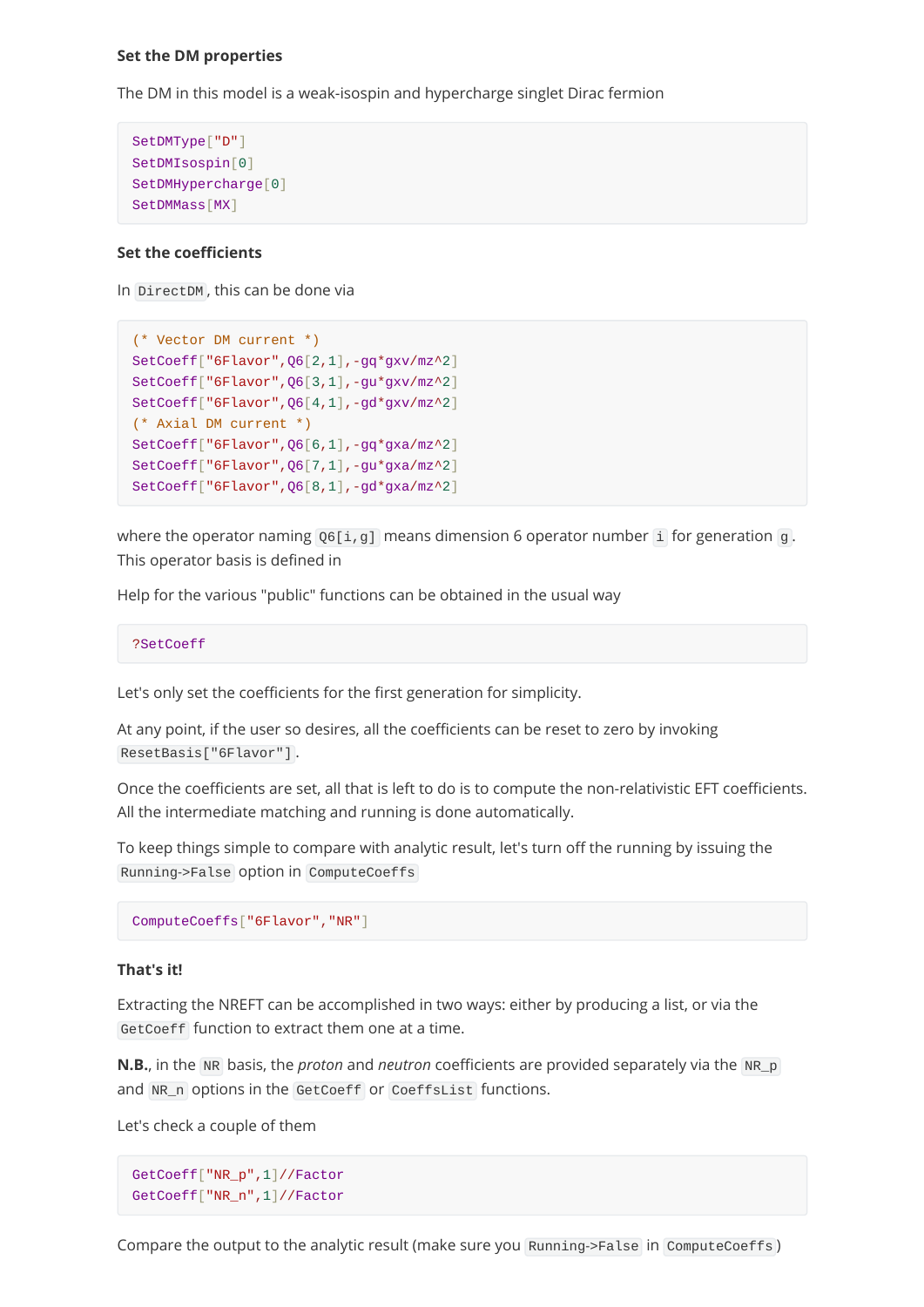### Set the DM properties

The DM in this model is a weak-isospin and hypercharge singlet Dirac fermion

```
SetDMType["D"]
SetDMIsospin[0]
SetDMHypercharge[0]
SetDMMass[MX]
```

### Set the coefficients

In `DirectDM`, this can be done via

```
(* Vector DM current *)
SetCoeff["6Flavor",Q6[2,1],-gq*gxv/mz^2]
SetCoeff["6Flavor",Q6[3,1],-gu*gxv/mz^2]
SetCoeff["6Flavor",Q6[4,1],-gd*gxv/mz^2]
(* Axial DM current *)
SetCoeff["6Flavor",Q6[6,1],-gq*gxa/mz^2]
SetCoeff["6Flavor",Q6[7,1],-gu*gxa/mz^2]
SetCoeff["6Flavor",Q6[8,1],-gd*gxa/mz^2]
```

where the operator naming `Q6[i,g]` means dimension 6 operator number `i` for generation `g`. This operator basis is defined in

Help for the various "public" functions can be obtained in the usual way

```
?SetCoeff
```

Let's only set the coefficients for the first generation for simplicity.

At any point, if the user so desires, all the coefficients can be reset to zero by invoking `ResetBasis["6Flavor"]`.

Once the coefficients are set, all that is left to do is to compute the non-relativistic EFT coefficients. All the intermediate matching and running is done automatically.

To keep things simple to compare with analytic result, let's turn off the running by issuing the `Running->False` option in `ComputeCoeffs`

```
ComputeCoeffs["6Flavor","NR"]
```

### That's it!

Extracting the NREFT can be accomplished in two ways: either by producing a list, or via the `GetCoeff` function to extract them one at a time.

**N.B.**, in the `NR` basis, the *proton* and *neutron* coefficients are provided separately via the `NR_p` and `NR_n` options in the `GetCoeff` or `CoeffsList` functions.

Let's check a couple of them

```
GetCoeff["NR_p",1]//Factor
GetCoeff["NR_n",1]//Factor
```

Compare the output to the analytic result (make sure you `Running->False` in `ComputeCoeffs`)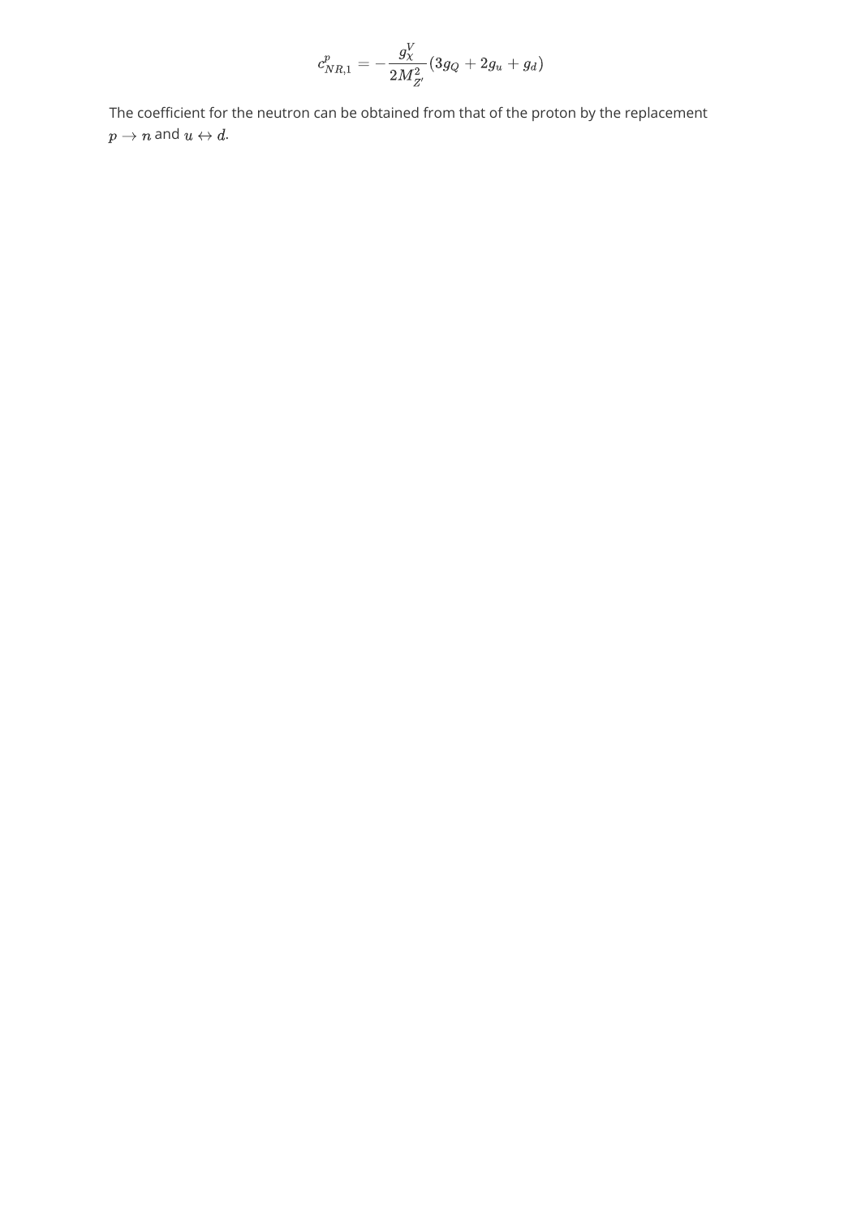$$c^p_{NR,1} = -\frac{g^V_\chi}{2M^2_{Z'}}(3g_Q + 2g_u + g_d)$$

The coefficient for the neutron can be obtained from that of the proton by the replacement $p \to n$ and $u \leftrightarrow d$.